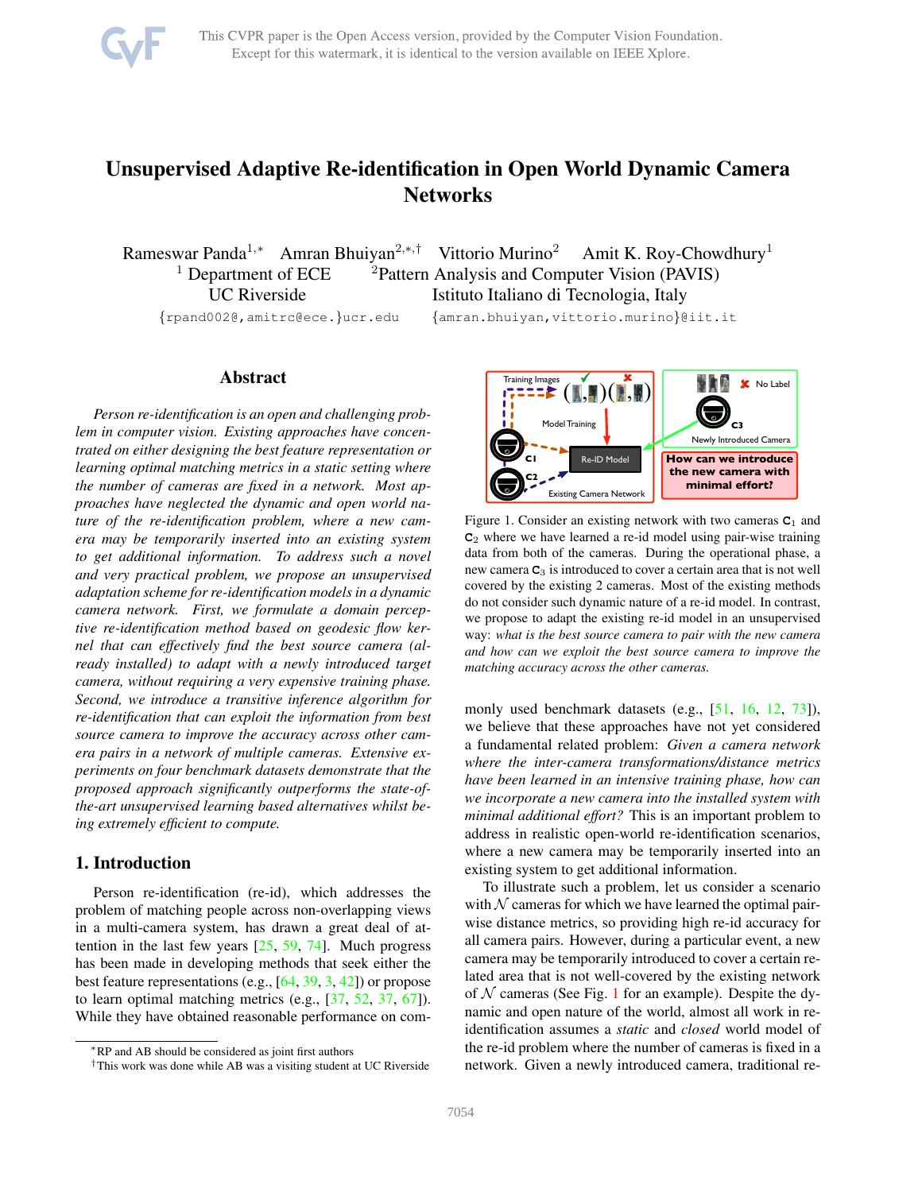# Unsupervised Adaptive Re-identification in Open World Dynamic Camera Networks

Rameswar Panda[1,*] Amran Bhuiyan[2,*,†] Vittorio Murino[2] Amit K. Roy-Chowdhury[1]

[1] Department of ECE, UC Riverside
[2] Pattern Analysis and Computer Vision (PAVIS), Istituto Italiano di Tecnologia, Italy

{rpand002@,amitrc@ece.}ucr.edu {amran.bhuiyan,vittorio.murino}@iit.it

## Abstract

*Person re-identification is an open and challenging problem in computer vision. Existing approaches have concentrated on either designing the best feature representation or learning optimal matching metrics in a static setting where the number of cameras are fixed in a network. Most approaches have neglected the dynamic and open world nature of the re-identification problem, where a new camera may be temporarily inserted into an existing system to get additional information. To address such a novel and very practical problem, we propose an unsupervised adaptation scheme for re-identification models in a dynamic camera network. First, we formulate a domain perceptive re-identification method based on geodesic flow kernel that can effectively find the best source camera (already installed) to adapt with a newly introduced target camera, without requiring a very expensive training phase. Second, we introduce a transitive inference algorithm for re-identification that can exploit the information from best source camera to improve the accuracy across other camera pairs in a network of multiple cameras. Extensive experiments on four benchmark datasets demonstrate that the proposed approach significantly outperforms the state-of-the-art unsupervised learning based alternatives whilst being extremely efficient to compute.*

## 1. Introduction

Person re-identification (re-id), which addresses the problem of matching people across non-overlapping views in a multi-camera system, has drawn a great deal of attention in the last few years [25, 59, 74]. Much progress has been made in developing methods that seek either the best feature representations (e.g., [64, 39, 3, 42]) or propose to learn optimal matching metrics (e.g., [37, 52, 37, 67]). While they have obtained reasonable performance on commonly used benchmark datasets (e.g., [51, 16, 12, 73]), we believe that these approaches have not yet considered a fundamental related problem: *Given a camera network where the inter-camera transformations/distance metrics have been learned in an intensive training phase, how can we incorporate a new camera into the installed system with minimal additional effort?* This is an important problem to address in realistic open-world re-identification scenarios, where a new camera may be temporarily inserted into an existing system to get additional information.

Figure 1. Consider an existing network with two cameras $\mathsf{C}_1$ and $\mathsf{C}_2$ where we have learned a re-id model using pair-wise training data from both of the cameras. During the operational phase, a new camera $\mathsf{C}_3$ is introduced to cover a certain area that is not well covered by the existing 2 cameras. Most of the existing methods do not consider such dynamic nature of a re-id model. In contrast, we propose to adapt the existing re-id model in an unsupervised way: *what is the best source camera to pair with the new camera and how can we exploit the best source camera to improve the matching accuracy across the other cameras.*

To illustrate such a problem, let us consider a scenario with $\mathcal{N}$ cameras for which we have learned the optimal pairwise distance metrics, so providing high re-id accuracy for all camera pairs. However, during a particular event, a new camera may be temporarily introduced to cover a certain related area that is not well-covered by the existing network of $\mathcal{N}$ cameras (See Fig. 1 for an example). Despite the dynamic and open nature of the world, almost all work in re-identification assumes a *static* and *closed* world model of the re-id problem where the number of cameras is fixed in a network. Given a newly introduced camera, traditional re-

[*] RP and AB should be considered as joint first authors
[†] This work was done while AB was a visiting student at UC Riverside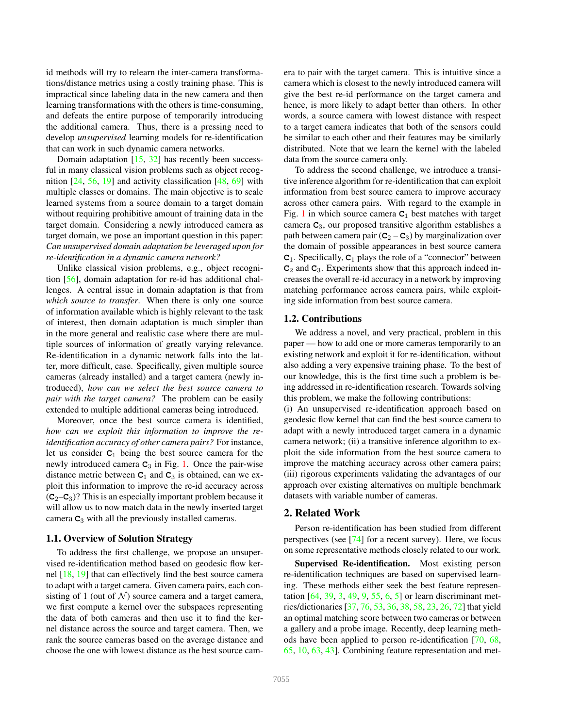id methods will try to relearn the inter-camera transformations/distance metrics using a costly training phase. This is impractical since labeling data in the new camera and then learning transformations with the others is time-consuming, and defeats the entire purpose of temporarily introducing the additional camera. Thus, there is a pressing need to develop *unsupervised* learning models for re-identification that can work in such dynamic camera networks.

Domain adaptation [15, 32] has recently been successful in many classical vision problems such as object recognition [24, 56, 19] and activity classification [48, 69] with multiple classes or domains. The main objective is to scale learned systems from a source domain to a target domain without requiring prohibitive amount of training data in the target domain. Considering a newly introduced camera as target domain, we pose an important question in this paper: *Can unsupervised domain adaptation be leveraged upon for re-identification in a dynamic camera network?*

Unlike classical vision problems, e.g., object recognition [56], domain adaptation for re-id has additional challenges. A central issue in domain adaptation is that from *which source to transfer*. When there is only one source of information available which is highly relevant to the task of interest, then domain adaptation is much simpler than in the more general and realistic case where there are multiple sources of information of greatly varying relevance. Re-identification in a dynamic network falls into the latter, more difficult, case. Specifically, given multiple source cameras (already installed) and a target camera (newly introduced), *how can we select the best source camera to pair with the target camera?* The problem can be easily extended to multiple additional cameras being introduced.

Moreover, once the best source camera is identified, *how can we exploit this information to improve the re-identification accuracy of other camera pairs?* For instance, let us consider $\mathbf{C}_1$ being the best source camera for the newly introduced camera $\mathbf{C}_3$ in Fig. 1. Once the pair-wise distance metric between $\mathbf{C}_1$ and $\mathbf{C}_3$ is obtained, can we exploit this information to improve the re-id accuracy across ($\mathbf{C}_2$–$\mathbf{C}_3$)? This is an especially important problem because it will allow us to now match data in the newly inserted target camera $\mathbf{C}_3$ with all the previously installed cameras.

### 1.1. Overview of Solution Strategy

To address the first challenge, we propose an unsupervised re-identification method based on geodesic flow kernel [18, 19] that can effectively find the best source camera to adapt with a target camera. Given camera pairs, each consisting of 1 (out of $\mathcal{N}$) source camera and a target camera, we first compute a kernel over the subspaces representing the data of both cameras and then use it to find the kernel distance across the source and target camera. Then, we rank the source cameras based on the average distance and choose the one with lowest distance as the best source camera to pair with the target camera. This is intuitive since a camera which is closest to the newly introduced camera will give the best re-id performance on the target camera and hence, is more likely to adapt better than others. In other words, a source camera with lowest distance with respect to a target camera indicates that both of the sensors could be similar to each other and their features may be similarly distributed. Note that we learn the kernel with the labeled data from the source camera only.

To address the second challenge, we introduce a transitive inference algorithm for re-identification that can exploit information from best source camera to improve accuracy across other camera pairs. With regard to the example in Fig. 1 in which source camera $\mathbf{C}_1$ best matches with target camera $\mathbf{C}_3$, our proposed transitive algorithm establishes a path between camera pair ($\mathbf{C}_2$ – $\mathbf{C}_3$) by marginalization over the domain of possible appearances in best source camera $\mathbf{C}_1$. Specifically, $\mathbf{C}_1$ plays the role of a "connector" between $\mathbf{C}_2$ and $\mathbf{C}_3$. Experiments show that this approach indeed increases the overall re-id accuracy in a network by improving matching performance across camera pairs, while exploiting side information from best source camera.

### 1.2. Contributions

We address a novel, and very practical, problem in this paper — how to add one or more cameras temporarily to an existing network and exploit it for re-identification, without also adding a very expensive training phase. To the best of our knowledge, this is the first time such a problem is being addressed in re-identification research. Towards solving this problem, we make the following contributions:
(i) An unsupervised re-identification approach based on geodesic flow kernel that can find the best source camera to adapt with a newly introduced target camera in a dynamic camera network; (ii) a transitive inference algorithm to exploit the side information from the best source camera to improve the matching accuracy across other camera pairs; (iii) rigorous experiments validating the advantages of our approach over existing alternatives on multiple benchmark datasets with variable number of cameras.

## 2. Related Work

Person re-identification has been studied from different perspectives (see [74] for a recent survey). Here, we focus on some representative methods closely related to our work.

**Supervised Re-identification.** Most existing person re-identification techniques are based on supervised learning. These methods either seek the best feature representation [64, 39, 3, 49, 9, 55, 6, 5] or learn discriminant metrics/dictionaries [37, 76, 53, 36, 38, 58, 23, 26, 72] that yield an optimal matching score between two cameras or between a gallery and a probe image. Recently, deep learning methods have been applied to person re-identification [70, 68, 65, 10, 63, 43]. Combining feature representation and met-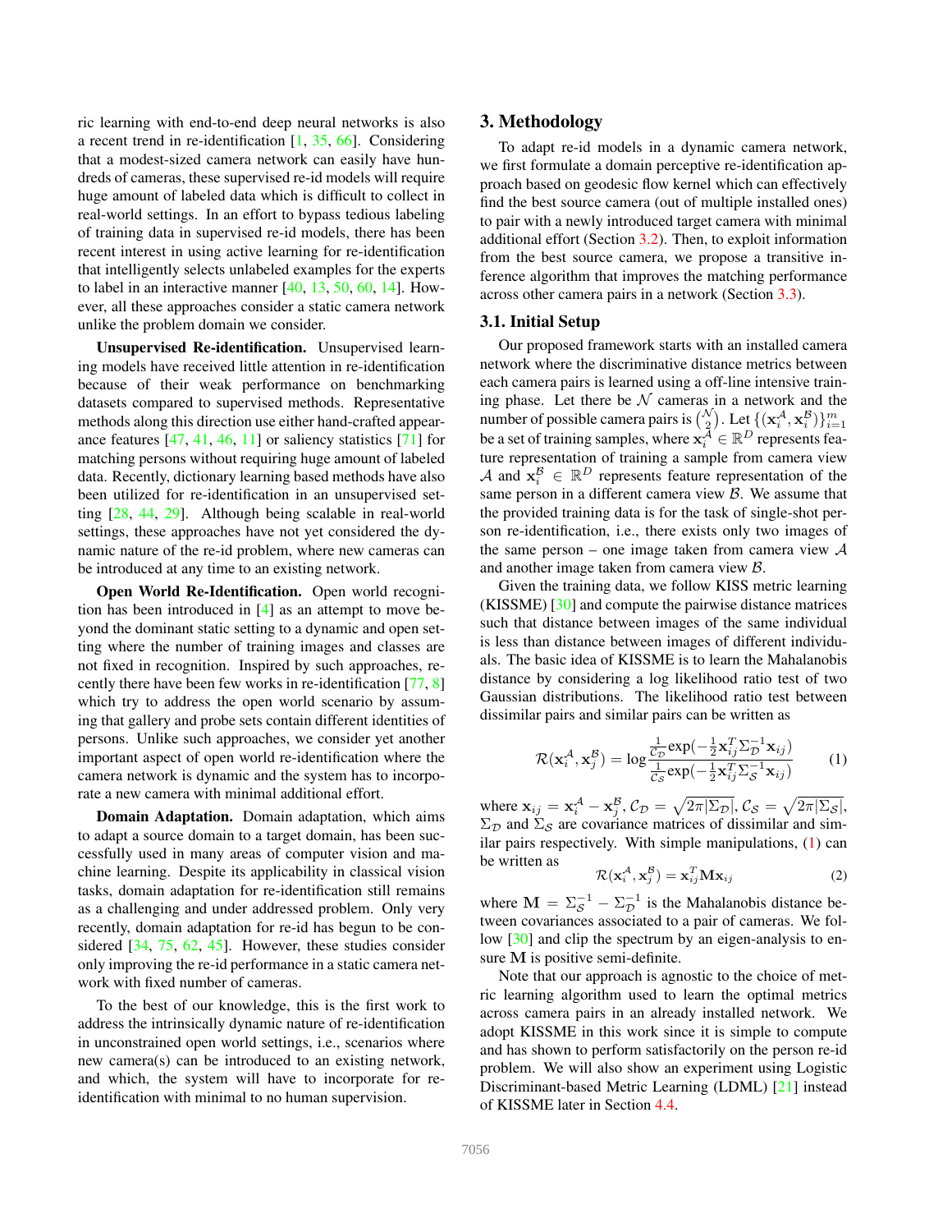ric learning with end-to-end deep neural networks is also a recent trend in re-identification [1, 35, 66]. Considering that a modest-sized camera network can easily have hundreds of cameras, these supervised re-id models will require huge amount of labeled data which is difficult to collect in real-world settings. In an effort to bypass tedious labeling of training data in supervised re-id models, there has been recent interest in using active learning for re-identification that intelligently selects unlabeled examples for the experts to label in an interactive manner [40, 13, 50, 60, 14]. However, all these approaches consider a static camera network unlike the problem domain we consider.

**Unsupervised Re-identification.** Unsupervised learning models have received little attention in re-identification because of their weak performance on benchmarking datasets compared to supervised methods. Representative methods along this direction use either hand-crafted appearance features [47, 41, 46, 11] or saliency statistics [71] for matching persons without requiring huge amount of labeled data. Recently, dictionary learning based methods have also been utilized for re-identification in an unsupervised setting [28, 44, 29]. Although being scalable in real-world settings, these approaches have not yet considered the dynamic nature of the re-id problem, where new cameras can be introduced at any time to an existing network.

**Open World Re-Identification.** Open world recognition has been introduced in [4] as an attempt to move beyond the dominant static setting to a dynamic and open setting where the number of training images and classes are not fixed in recognition. Inspired by such approaches, recently there have been few works in re-identification [77, 8] which try to address the open world scenario by assuming that gallery and probe sets contain different identities of persons. Unlike such approaches, we consider yet another important aspect of open world re-identification where the camera network is dynamic and the system has to incorporate a new camera with minimal additional effort.

**Domain Adaptation.** Domain adaptation, which aims to adapt a source domain to a target domain, has been successfully used in many areas of computer vision and machine learning. Despite its applicability in classical vision tasks, domain adaptation for re-identification still remains as a challenging and under addressed problem. Only very recently, domain adaptation for re-id has begun to be considered [34, 75, 62, 45]. However, these studies consider only improving the re-id performance in a static camera network with fixed number of cameras.

To the best of our knowledge, this is the first work to address the intrinsically dynamic nature of re-identification in unconstrained open world settings, i.e., scenarios where new camera(s) can be introduced to an existing network, and which, the system will have to incorporate for re-identification with minimal to no human supervision.

## 3. Methodology

To adapt re-id models in a dynamic camera network, we first formulate a domain perceptive re-identification approach based on geodesic flow kernel which can effectively find the best source camera (out of multiple installed ones) to pair with a newly introduced target camera with minimal additional effort (Section 3.2). Then, to exploit information from the best source camera, we propose a transitive inference algorithm that improves the matching performance across other camera pairs in a network (Section 3.3).

### 3.1. Initial Setup

Our proposed framework starts with an installed camera network where the discriminative distance metrics between each camera pairs is learned using a off-line intensive training phase. Let there be $\mathcal{N}$ cameras in a network and the number of possible camera pairs is $\binom{\mathcal{N}}{2}$. Let $\{(\mathbf{x}_i^{\mathcal{A}}, \mathbf{x}_i^{\mathcal{B}})\}_{i=1}^{m}$ be a set of training samples, where $\mathbf{x}_i^{\mathcal{A}} \in \mathbb{R}^D$ represents feature representation of training a sample from camera view $\mathcal{A}$ and $\mathbf{x}_i^{\mathcal{B}} \in \mathbb{R}^D$ represents feature representation of the same person in a different camera view $\mathcal{B}$. We assume that the provided training data is for the task of single-shot person re-identification, i.e., there exists only two images of the same person – one image taken from camera view $\mathcal{A}$ and another image taken from camera view $\mathcal{B}$.

Given the training data, we follow KISS metric learning (KISSME) [30] and compute the pairwise distance matrices such that distance between images of the same individual is less than distance between images of different individuals. The basic idea of KISSME is to learn the Mahalanobis distance by considering a log likelihood ratio test of two Gaussian distributions. The likelihood ratio test between dissimilar pairs and similar pairs can be written as

$$\mathcal{R}(\mathbf{x}_i^{\mathcal{A}}, \mathbf{x}_j^{\mathcal{B}}) = \log \frac{\frac{1}{C_{\mathcal{D}}} \exp(-\frac{1}{2}\mathbf{x}_{ij}^T \Sigma_{\mathcal{D}}^{-1} \mathbf{x}_{ij})}{\frac{1}{C_{\mathcal{S}}} \exp(-\frac{1}{2}\mathbf{x}_{ij}^T \Sigma_{\mathcal{S}}^{-1} \mathbf{x}_{ij})} \quad (1)$$

where $\mathbf{x}_{ij} = \mathbf{x}_i^{\mathcal{A}} - \mathbf{x}_j^{\mathcal{B}}$, $C_{\mathcal{D}} = \sqrt{2\pi|\Sigma_{\mathcal{D}}|}$, $C_{\mathcal{S}} = \sqrt{2\pi|\Sigma_{\mathcal{S}}|}$, $\Sigma_{\mathcal{D}}$ and $\Sigma_{\mathcal{S}}$ are covariance matrices of dissimilar and similar pairs respectively. With simple manipulations, (1) can be written as

$$\mathcal{R}(\mathbf{x}_i^{\mathcal{A}}, \mathbf{x}_j^{\mathcal{B}}) = \mathbf{x}_{ij}^T \mathbf{M} \mathbf{x}_{ij} \quad (2)$$

where $\mathbf{M} = \Sigma_{\mathcal{S}}^{-1} - \Sigma_{\mathcal{D}}^{-1}$ is the Mahalanobis distance between covariances associated to a pair of cameras. We follow [30] and clip the spectrum by an eigen-analysis to ensure $\mathbf{M}$ is positive semi-definite.

Note that our approach is agnostic to the choice of metric learning algorithm used to learn the optimal metrics across camera pairs in an already installed network. We adopt KISSME in this work since it is simple to compute and has shown to perform satisfactorily on the person re-id problem. We will also show an experiment using Logistic Discriminant-based Metric Learning (LDML) [21] instead of KISSME later in Section 4.4.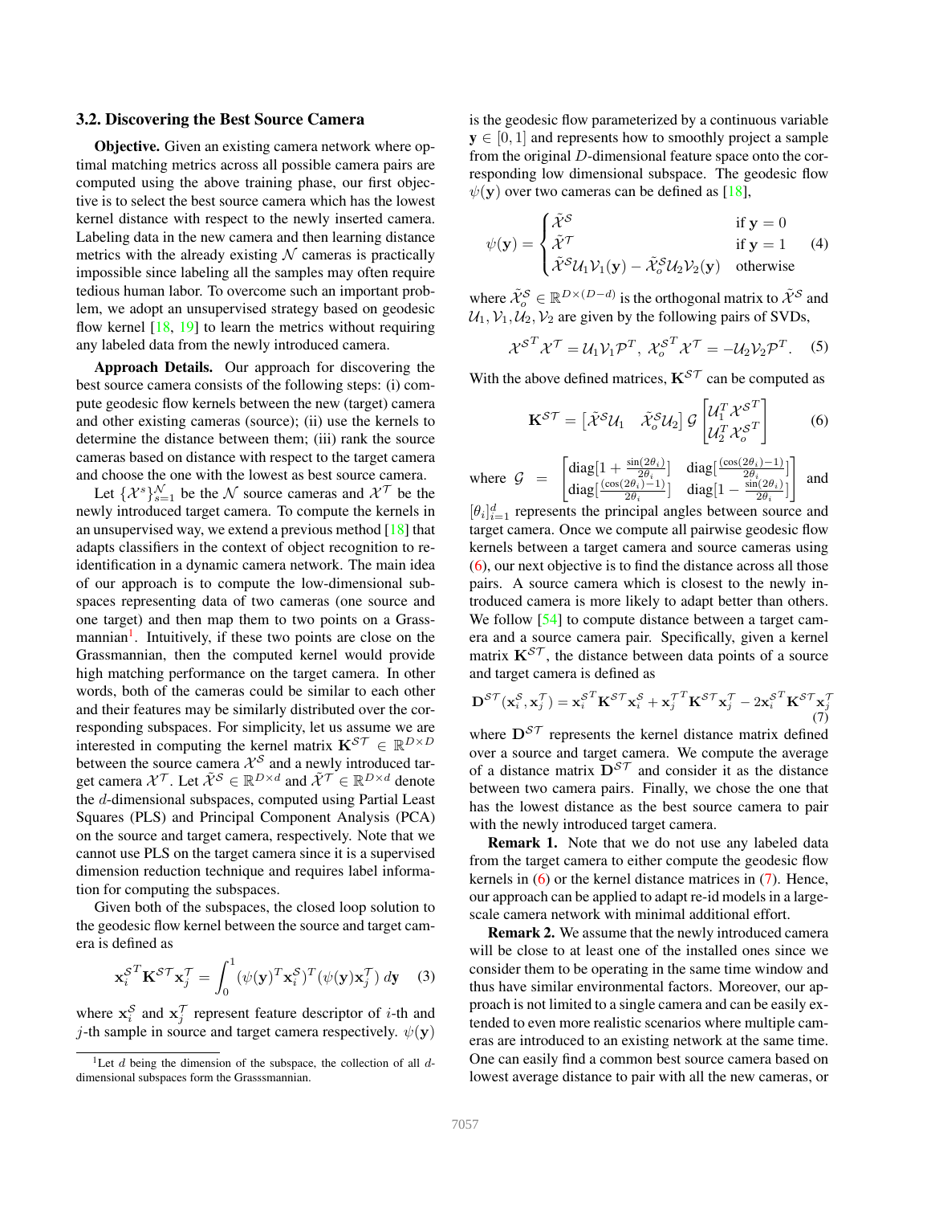### 3.2. Discovering the Best Source Camera

**Objective.** Given an existing camera network where optimal matching metrics across all possible camera pairs are computed using the above training phase, our first objective is to select the best source camera which has the lowest kernel distance with respect to the newly inserted camera. Labeling data in the new camera and then learning distance metrics with the already existing $\mathcal{N}$ cameras is practically impossible since labeling all the samples may often require tedious human labor. To overcome such an important problem, we adopt an unsupervised strategy based on geodesic flow kernel [18, 19] to learn the metrics without requiring any labeled data from the newly introduced camera.

**Approach Details.** Our approach for discovering the best source camera consists of the following steps: (i) compute geodesic flow kernels between the new (target) camera and other existing cameras (source); (ii) use the kernels to determine the distance between them; (iii) rank the source cameras based on distance with respect to the target camera and choose the one with the lowest as best source camera.

Let $\{\mathcal{X}^s\}_{s=1}^{\mathcal{N}}$ be the $\mathcal{N}$ source cameras and $\mathcal{X}^\mathcal{T}$ be the newly introduced target camera. To compute the kernels in an unsupervised way, we extend a previous method [18] that adapts classifiers in the context of object recognition to re-identification in a dynamic camera network. The main idea of our approach is to compute the low-dimensional subspaces representing data of two cameras (one source and one target) and then map them to two points on a Grassmannian[1]. Intuitively, if these two points are close on the Grassmannian, then the computed kernel would provide high matching performance on the target camera. In other words, both of the cameras could be similar to each other and their features may be similarly distributed over the corresponding subspaces. For simplicity, let us assume we are interested in computing the kernel matrix $\mathbf{K}^{\mathcal{ST}} \in \mathbb{R}^{D\times D}$ between the source camera $\mathcal{X}^\mathcal{S}$ and a newly introduced target camera $\mathcal{X}^\mathcal{T}$. Let $\tilde{\mathcal{X}}^\mathcal{S} \in \mathbb{R}^{D\times d}$ and $\tilde{\mathcal{X}}^\mathcal{T} \in \mathbb{R}^{D\times d}$ denote the $d$-dimensional subspaces, computed using Partial Least Squares (PLS) and Principal Component Analysis (PCA) on the source and target camera, respectively. Note that we cannot use PLS on the target camera since it is a supervised dimension reduction technique and requires label information for computing the subspaces.

Given both of the subspaces, the closed loop solution to the geodesic flow kernel between the source and target camera is defined as

$$\mathbf{x}_i^{\mathcal{S}^T}\mathbf{K}^{\mathcal{ST}}\mathbf{x}_j^\mathcal{T} = \int_0^1 (\psi(\mathbf{y})^T\mathbf{x}_i^\mathcal{S})^T(\psi(\mathbf{y})\mathbf{x}_j^\mathcal{T})\, d\mathbf{y} \quad (3)$$

where $\mathbf{x}_i^\mathcal{S}$ and $\mathbf{x}_j^\mathcal{T}$ represent feature descriptor of $i$-th and $j$-th sample in source and target camera respectively. $\psi(\mathbf{y})$ is the geodesic flow parameterized by a continuous variable $\mathbf{y} \in [0, 1]$ and represents how to smoothly project a sample from the original $D$-dimensional feature space onto the corresponding low dimensional subspace. The geodesic flow $\psi(\mathbf{y})$ over two cameras can be defined as [18],

$$\psi(\mathbf{y}) = \begin{cases} \tilde{\mathcal{X}}^\mathcal{S} & \text{if } \mathbf{y} = 0 \\ \tilde{\mathcal{X}}^\mathcal{T} & \text{if } \mathbf{y} = 1 \\ \tilde{\mathcal{X}}^\mathcal{S}\mathcal{U}_1\mathcal{V}_1(\mathbf{y}) - \tilde{\mathcal{X}}_o^\mathcal{S}\mathcal{U}_2\mathcal{V}_2(\mathbf{y}) & \text{otherwise} \end{cases} \quad (4)$$

where $\tilde{\mathcal{X}}_o^\mathcal{S} \in \mathbb{R}^{D\times(D-d)}$ is the orthogonal matrix to $\tilde{\mathcal{X}}^\mathcal{S}$ and $\mathcal{U}_1, \mathcal{V}_1, \mathcal{U}_2, \mathcal{V}_2$ are given by the following pairs of SVDs,

$$\mathcal{X}^{\mathcal{S}^T}\mathcal{X}^\mathcal{T} = \mathcal{U}_1\mathcal{V}_1\mathcal{P}^T,\ \mathcal{X}_o^{\mathcal{S}^T}\mathcal{X}^\mathcal{T} = -\mathcal{U}_2\mathcal{V}_2\mathcal{P}^T. \quad (5)$$

With the above defined matrices, $\mathbf{K}^{\mathcal{ST}}$ can be computed as

$$\mathbf{K}^{\mathcal{ST}} = \begin{bmatrix}\tilde{\mathcal{X}}^\mathcal{S}\mathcal{U}_1 & \tilde{\mathcal{X}}_o^\mathcal{S}\mathcal{U}_2\end{bmatrix} \mathcal{G} \begin{bmatrix}\mathcal{U}_1^T\mathcal{X}^{\mathcal{S}^T} \\ \mathcal{U}_2^T\mathcal{X}_o^{\mathcal{S}^T}\end{bmatrix} \quad (6)$$

where $\mathcal{G} = \begin{bmatrix}\text{diag}[1+\frac{\sin(2\theta_i)}{2\theta_i}] & \text{diag}[\frac{(\cos(2\theta_i)-1)}{2\theta_i}] \\ \text{diag}[\frac{(\cos(2\theta_i)-1)}{2\theta_i}] & \text{diag}[1-\frac{\sin(2\theta_i)}{2\theta_i}]\end{bmatrix}$ and $[\theta_i]_{i=1}^d$ represents the principal angles between source and target camera. Once we compute all pairwise geodesic flow kernels between a target camera and source cameras using (6), our next objective is to find the distance across all those pairs. A source camera which is closest to the newly introduced camera is more likely to adapt better than others. We follow [54] to compute distance between a target camera and a source camera pair. Specifically, given a kernel matrix $\mathbf{K}^{\mathcal{ST}}$, the distance between data points of a source and target camera is defined as

$$\mathbf{D}^{\mathcal{ST}}(\mathbf{x}_i^\mathcal{S}, \mathbf{x}_j^\mathcal{T}) = \mathbf{x}_i^{\mathcal{S}^T}\mathbf{K}^{\mathcal{ST}}\mathbf{x}_i^\mathcal{S} + \mathbf{x}_j^{\mathcal{T}^T}\mathbf{K}^{\mathcal{ST}}\mathbf{x}_j^\mathcal{T} - 2\mathbf{x}_i^{\mathcal{S}^T}\mathbf{K}^{\mathcal{ST}}\mathbf{x}_j^\mathcal{T} \quad (7)$$

where $\mathbf{D}^{\mathcal{ST}}$ represents the kernel distance matrix defined over a source and target camera. We compute the average of a distance matrix $\mathbf{D}^{\mathcal{ST}}$ and consider it as the distance between two camera pairs. Finally, we chose the one that has the lowest distance as the best source camera to pair with the newly introduced target camera.

**Remark 1.** Note that we do not use any labeled data from the target camera to either compute the geodesic flow kernels in (6) or the kernel distance matrices in (7). Hence, our approach can be applied to adapt re-id models in a large-scale camera network with minimal additional effort.

**Remark 2.** We assume that the newly introduced camera will be close to at least one of the installed ones since we consider them to be operating in the same time window and thus have similar environmental factors. Moreover, our approach is not limited to a single camera and can be easily extended to even more realistic scenarios where multiple cameras are introduced to an existing network at the same time. One can easily find a common best source camera based on lowest average distance to pair with all the new cameras, or

---

[1] Let $d$ being the dimension of the subspace, the collection of all $d$-dimensional subspaces form the Grasssmannian.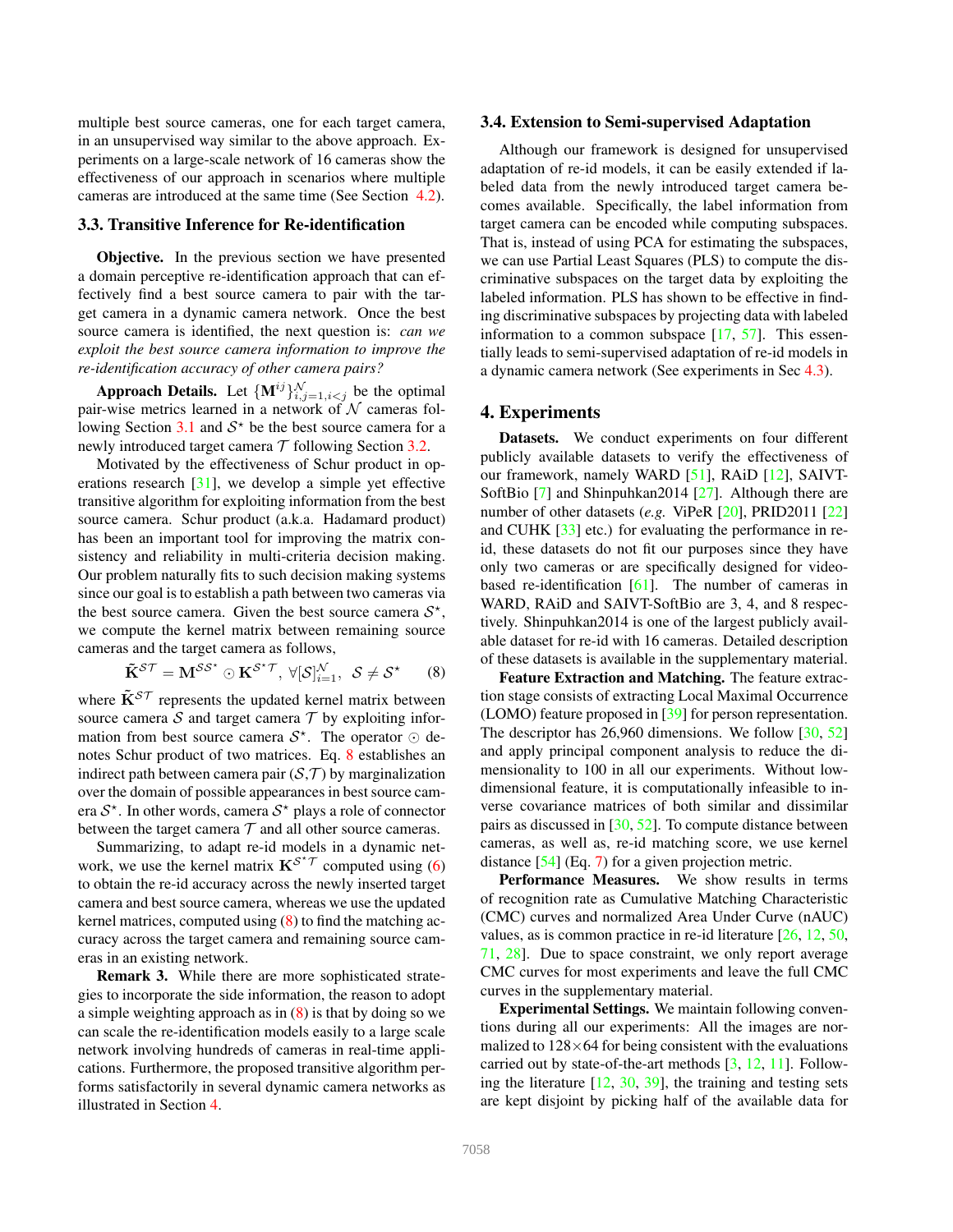multiple best source cameras, one for each target camera, in an unsupervised way similar to the above approach. Experiments on a large-scale network of 16 cameras show the effectiveness of our approach in scenarios where multiple cameras are introduced at the same time (See Section 4.2).

### 3.3. Transitive Inference for Re-identification

**Objective.** In the previous section we have presented a domain perceptive re-identification approach that can effectively find a best source camera to pair with the target camera in a dynamic camera network. Once the best source camera is identified, the next question is: *can we exploit the best source camera information to improve the re-identification accuracy of other camera pairs?*

**Approach Details.** Let $\{\mathbf{M}^{ij}\}_{i,j=1,i<j}^{\mathcal{N}}$ be the optimal pair-wise metrics learned in a network of $\mathcal{N}$ cameras following Section 3.1 and $\mathcal{S}^{\star}$ be the best source camera for a newly introduced target camera $\mathcal{T}$ following Section 3.2.

Motivated by the effectiveness of Schur product in operations research [31], we develop a simple yet effective transitive algorithm for exploiting information from the best source camera. Schur product (a.k.a. Hadamard product) has been an important tool for improving the matrix consistency and reliability in multi-criteria decision making. Our problem naturally fits to such decision making systems since our goal is to establish a path between two cameras via the best source camera. Given the best source camera $\mathcal{S}^{\star}$, we compute the kernel matrix between remaining source cameras and the target camera as follows,

$$\tilde{\mathbf{K}}^{\mathcal{S}\mathcal{T}} = \mathbf{M}^{\mathcal{S}\mathcal{S}^{\star}} \odot \mathbf{K}^{\mathcal{S}^{\star}\mathcal{T}}, \ \forall [\mathcal{S}]_{i=1}^{\mathcal{N}}, \ \mathcal{S} \neq \mathcal{S}^{\star} \tag{8}$$

where $\tilde{\mathbf{K}}^{\mathcal{S}\mathcal{T}}$ represents the updated kernel matrix between source camera $\mathcal{S}$ and target camera $\mathcal{T}$ by exploiting information from best source camera $\mathcal{S}^{\star}$. The operator $\odot$ denotes Schur product of two matrices. Eq. 8 establishes an indirect path between camera pair ($\mathcal{S}$,$\mathcal{T}$) by marginalization over the domain of possible appearances in best source camera $\mathcal{S}^{\star}$. In other words, camera $\mathcal{S}^{\star}$ plays a role of connector between the target camera $\mathcal{T}$ and all other source cameras.

Summarizing, to adapt re-id models in a dynamic network, we use the kernel matrix $\mathbf{K}^{\mathcal{S}^{\star}\mathcal{T}}$ computed using (6) to obtain the re-id accuracy across the newly inserted target camera and best source camera, whereas we use the updated kernel matrices, computed using (8) to find the matching accuracy across the target camera and remaining source cameras in an existing network.

**Remark 3.** While there are more sophisticated strategies to incorporate the side information, the reason to adopt a simple weighting approach as in (8) is that by doing so we can scale the re-identification models easily to a large scale network involving hundreds of cameras in real-time applications. Furthermore, the proposed transitive algorithm performs satisfactorily in several dynamic camera networks as illustrated in Section 4.

### 3.4. Extension to Semi-supervised Adaptation

Although our framework is designed for unsupervised adaptation of re-id models, it can be easily extended if labeled data from the newly introduced target camera becomes available. Specifically, the label information from target camera can be encoded while computing subspaces. That is, instead of using PCA for estimating the subspaces, we can use Partial Least Squares (PLS) to compute the discriminative subspaces on the target data by exploiting the labeled information. PLS has shown to be effective in finding discriminative subspaces by projecting data with labeled information to a common subspace [17, 57]. This essentially leads to semi-supervised adaptation of re-id models in a dynamic camera network (See experiments in Sec 4.3).

## 4. Experiments

**Datasets.** We conduct experiments on four different publicly available datasets to verify the effectiveness of our framework, namely WARD [51], RAiD [12], SAIVT-SoftBio [7] and Shinpuhkan2014 [27]. Although there are number of other datasets (*e.g.* ViPeR [20], PRID2011 [22] and CUHK [33] etc.) for evaluating the performance in re-id, these datasets do not fit our purposes since they have only two cameras or are specifically designed for video-based re-identification [61]. The number of cameras in WARD, RAiD and SAIVT-SoftBio are 3, 4, and 8 respectively. Shinpuhkan2014 is one of the largest publicly available dataset for re-id with 16 cameras. Detailed description of these datasets is available in the supplementary material.

**Feature Extraction and Matching.** The feature extraction stage consists of extracting Local Maximal Occurrence (LOMO) feature proposed in [39] for person representation. The descriptor has 26,960 dimensions. We follow [30, 52] and apply principal component analysis to reduce the dimensionality to 100 in all our experiments. Without low-dimensional feature, it is computationally infeasible to inverse covariance matrices of both similar and dissimilar pairs as discussed in [30, 52]. To compute distance between cameras, as well as, re-id matching score, we use kernel distance [54] (Eq. 7) for a given projection metric.

**Performance Measures.** We show results in terms of recognition rate as Cumulative Matching Characteristic (CMC) curves and normalized Area Under Curve (nAUC) values, as is common practice in re-id literature [26, 12, 50, 71, 28]. Due to space constraint, we only report average CMC curves for most experiments and leave the full CMC curves in the supplementary material.

**Experimental Settings.** We maintain following conventions during all our experiments: All the images are normalized to 128×64 for being consistent with the evaluations carried out by state-of-the-art methods [3, 12, 11]. Following the literature [12, 30, 39], the training and testing sets are kept disjoint by picking half of the available data for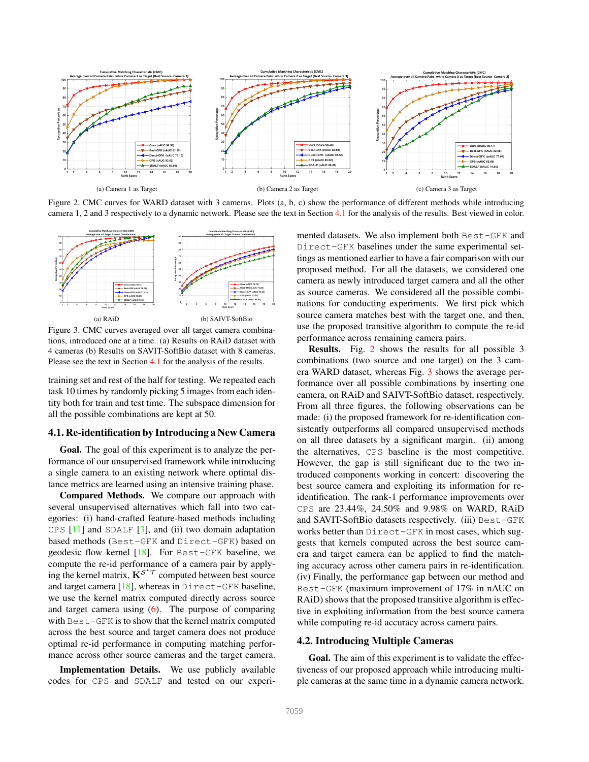(a) Camera 1 as Target

(b) Camera 2 as Target

(c) Camera 3 as Target

Figure 2. CMC curves for WARD dataset with 3 cameras. Plots (a, b, c) show the performance of different methods while introducing camera 1, 2 and 3 respectively to a dynamic network. Please see the text in Section 4.1 for the analysis of the results. Best viewed in color.

(a) RAiD

(b) SAIVT-SoftBio

Figure 3. CMC curves averaged over all target camera combinations, introduced one at a time. (a) Results on RAiD dataset with 4 cameras (b) Results on SAVIT-SoftBio dataset with 8 cameras. Please see the text in Section 4.1 for the analysis of the results.

training set and rest of the half for testing. We repeated each task 10 times by randomly picking 5 images from each identity both for train and test time. The subspace dimension for all the possible combinations are kept at 50.

## 4.1. Re-identification by Introducing a New Camera

**Goal.** The goal of this experiment is to analyze the performance of our unsupervised framework while introducing a single camera to an existing network where optimal distance metrics are learned using an intensive training phase.

**Compared Methods.** We compare our approach with several unsupervised alternatives which fall into two categories: (i) hand-crafted feature-based methods including `CPS` [11] and `SDALF` [3], and (ii) two domain adaptation based methods (`Best-GFK` and `Direct-GFK`) based on geodesic flow kernel [18]. For `Best-GFK` baseline, we compute the re-id performance of a camera pair by applying the kernel matrix, $\mathbf{K}^{\mathcal{S}^{\star}\mathcal{T}}$ computed between best source and target camera [18], whereas in `Direct-GFK` baseline, we use the kernel matrix computed directly across source and target camera using (6). The purpose of comparing with `Best-GFK` is to show that the kernel matrix computed across the best source and target camera does not produce optimal re-id performance in computing matching performance across other source cameras and the target camera.

**Implementation Details.** We use publicly available codes for `CPS` and `SDALF` and tested on our experimented datasets. We also implement both `Best-GFK` and `Direct-GFK` baselines under the same experimental settings as mentioned earlier to have a fair comparison with our proposed method. For all the datasets, we considered one camera as newly introduced target camera and all the other as source cameras. We considered all the possible combinations for conducting experiments. We first pick which source camera matches best with the target one, and then, use the proposed transitive algorithm to compute the re-id performance across remaining camera pairs.

**Results.** Fig. 2 shows the results for all possible 3 combinations (two source and one target) on the 3 camera WARD dataset, whereas Fig. 3 shows the average performance over all possible combinations by inserting one camera, on RAiD and SAIVT-SoftBio dataset, respectively. From all three figures, the following observations can be made: (i) the proposed framework for re-identification consistently outperforms all compared unsupervised methods on all three datasets by a significant margin. (ii) among the alternatives, `CPS` baseline is the most competitive. However, the gap is still significant due to the two introduced components working in concert: discovering the best source camera and exploiting its information for re-identification. The rank-1 performance improvements over `CPS` are 23.44%, 24.50% and 9.98% on WARD, RAiD and SAVIT-SoftBio datasets respectively. (iii) `Best-GFK` works better than `Direct-GFK` in most cases, which suggests that kernels computed across the best source camera and target camera can be applied to find the matching accuracy across other camera pairs in re-identification. (iv) Finally, the performance gap between our method and `Best-GFK` (maximum improvement of 17% in nAUC on RAiD) shows that the proposed transitive algorithm is effective in exploiting information from the best source camera while computing re-id accuracy across camera pairs.

## 4.2. Introducing Multiple Cameras

**Goal.** The aim of this experiment is to validate the effectiveness of our proposed approach while introducing multiple cameras at the same time in a dynamic camera network.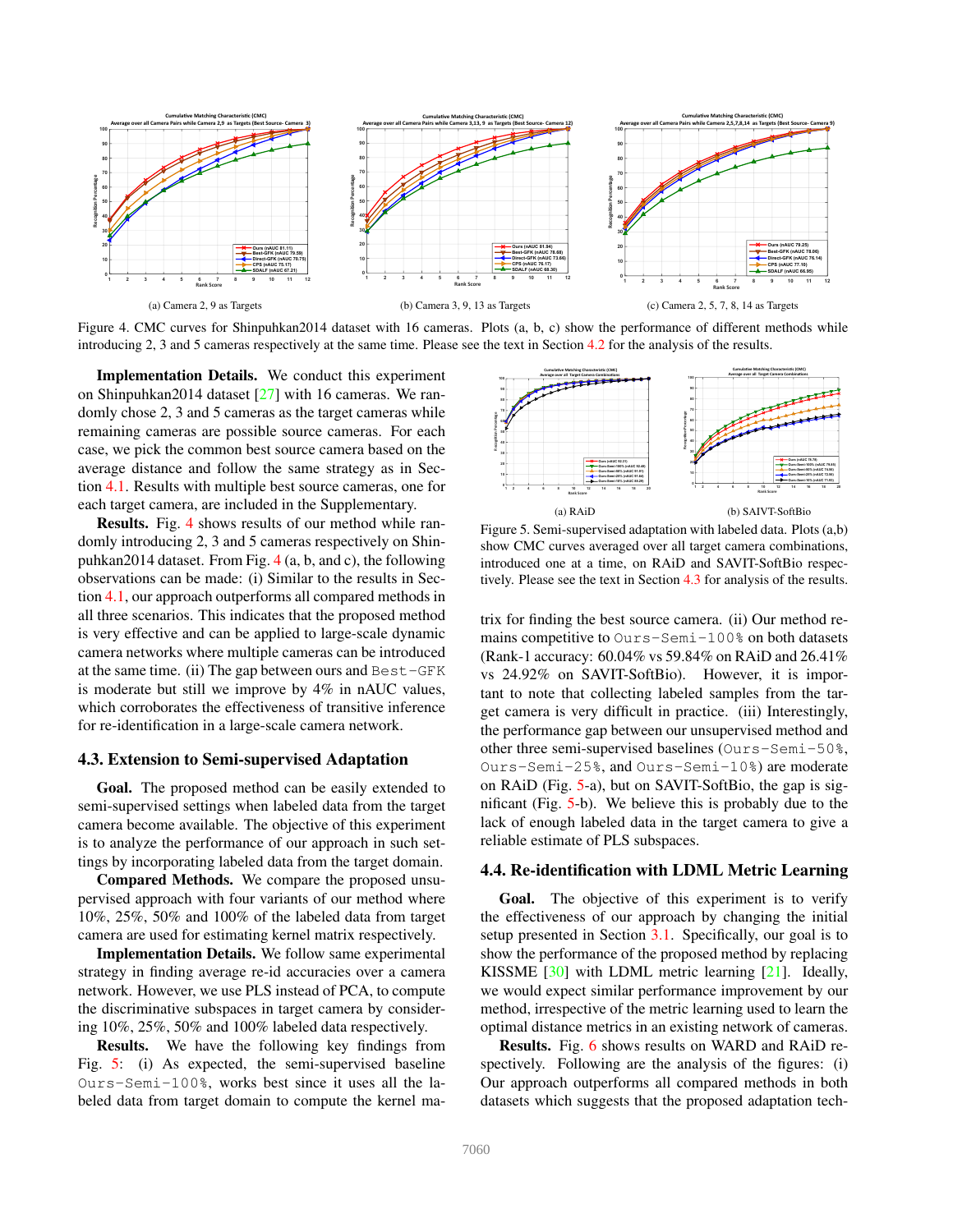(a) Camera 2, 9 as Targets

(b) Camera 3, 9, 13 as Targets

(c) Camera 2, 5, 7, 8, 14 as Targets

Figure 4. CMC curves for Shinpuhkan2014 dataset with 16 cameras. Plots (a, b, c) show the performance of different methods while introducing 2, 3 and 5 cameras respectively at the same time. Please see the text in Section 4.2 for the analysis of the results.

**Implementation Details.** We conduct this experiment on Shinpuhkan2014 dataset [27] with 16 cameras. We randomly chose 2, 3 and 5 cameras as the target cameras while remaining cameras are possible source cameras. For each case, we pick the common best source camera based on the average distance and follow the same strategy as in Section 4.1. Results with multiple best source cameras, one for each target camera, are included in the Supplementary.

**Results.** Fig. 4 shows results of our method while randomly introducing 2, 3 and 5 cameras respectively on Shinpuhkan2014 dataset. From Fig. 4 (a, b, and c), the following observations can be made: (i) Similar to the results in Section 4.1, our approach outperforms all compared methods in all three scenarios. This indicates that the proposed method is very effective and can be applied to large-scale dynamic camera networks where multiple cameras can be introduced at the same time. (ii) The gap between ours and `Best-GFK` is moderate but still we improve by 4% in nAUC values, which corroborates the effectiveness of transitive inference for re-identification in a large-scale camera network.

## 4.3. Extension to Semi-supervised Adaptation

**Goal.** The proposed method can be easily extended to semi-supervised settings when labeled data from the target camera become available. The objective of this experiment is to analyze the performance of our approach in such settings by incorporating labeled data from the target domain.

**Compared Methods.** We compare the proposed unsupervised approach with four variants of our method where 10%, 25%, 50% and 100% of the labeled data from target camera are used for estimating kernel matrix respectively.

**Implementation Details.** We follow same experimental strategy in finding average re-id accuracies over a camera network. However, we use PLS instead of PCA, to compute the discriminative subspaces in target camera by considering 10%, 25%, 50% and 100% labeled data respectively.

**Results.** We have the following key findings from Fig. 5: (i) As expected, the semi-supervised baseline `Ours-Semi-100%`, works best since it uses all the labeled data from target domain to compute the kernel matrix for finding the best source camera. (ii) Our method remains competitive to `Ours-Semi-100%` on both datasets (Rank-1 accuracy: 60.04% vs 59.84% on RAiD and 26.41% vs 24.92% on SAVIT-SoftBio). However, it is important to note that collecting labeled samples from the target camera is very difficult in practice. (iii) Interestingly, the performance gap between our unsupervised method and other three semi-supervised baselines (`Ours-Semi-50%`, `Ours-Semi-25%`, and `Ours-Semi-10%`) are moderate on RAiD (Fig. 5-a), but on SAVIT-SoftBio, the gap is significant (Fig. 5-b). We believe this is probably due to the lack of enough labeled data in the target camera to give a reliable estimate of PLS subspaces.

(a) RAiD

(b) SAIVT-SoftBio

Figure 5. Semi-supervised adaptation with labeled data. Plots (a,b) show CMC curves averaged over all target camera combinations, introduced one at a time, on RAiD and SAVIT-SoftBio respectively. Please see the text in Section 4.3 for analysis of the results.

## 4.4. Re-identification with LDML Metric Learning

**Goal.** The objective of this experiment is to verify the effectiveness of our approach by changing the initial setup presented in Section 3.1. Specifically, our goal is to show the performance of the proposed method by replacing KISSME [30] with LDML metric learning [21]. Ideally, we would expect similar performance improvement by our method, irrespective of the metric learning used to learn the optimal distance metrics in an existing network of cameras.

**Results.** Fig. 6 shows results on WARD and RAiD respectively. Following are the analysis of the figures: (i) Our approach outperforms all compared methods in both datasets which suggests that the proposed adaptation tech-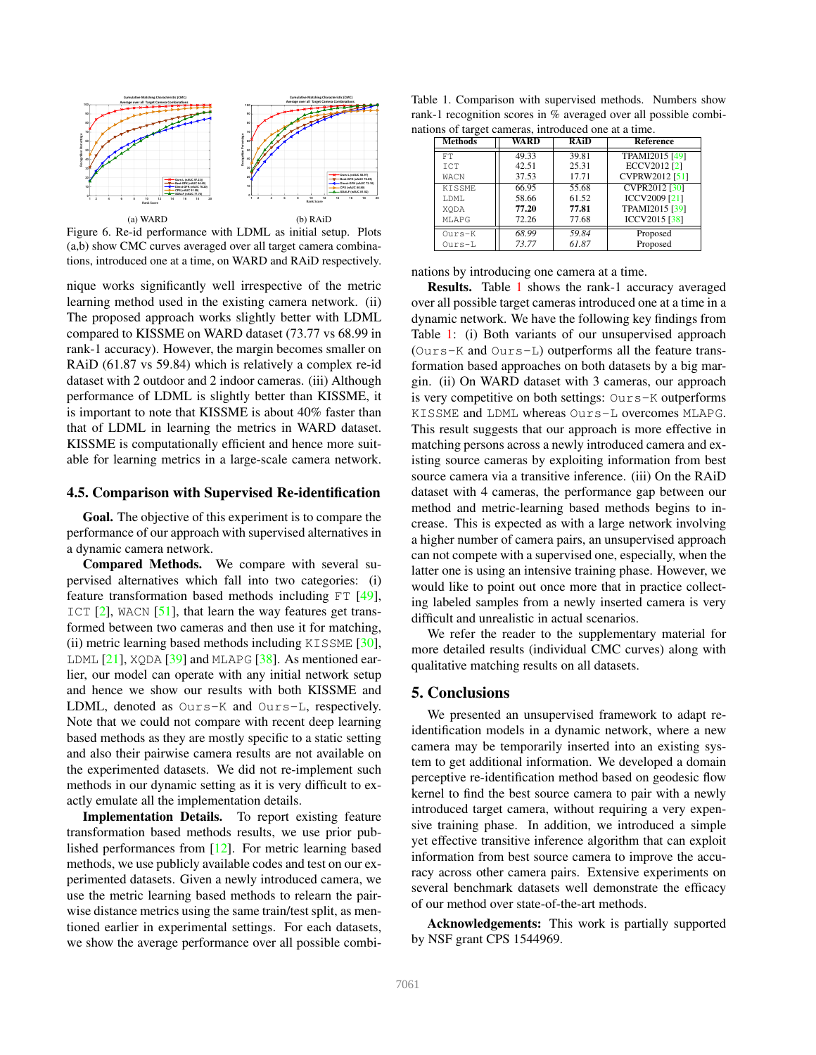Cumulative Matching Characteristic (CMC)
Average over all Target Camera Combinations

Recognition Percentage

Rank Score

Ours-L (nAUC 97.23)
Best-GFK (nAUC 94.69)
Direct-GFK (nAUC 78.20)
CPS (nAUC 91.98)
SDALF (nAUC 77.76)

(a) WARD

Cumulative Matching Characteristic (CMC)
Average over all Target Camera Combinations

Recognition Percentage

Rank Score

Ours-L (nAUC 92.97)
Best-GFK (nAUC 70.85)
Direct-GFK (nAUC 72.18)
CPS (nAUC 90.60)
SDALF (nAUC 81.92)

(b) RAiD

Figure 6. Re-id performance with LDML as initial setup. Plots (a,b) show CMC curves averaged over all target camera combinations, introduced one at a time, on WARD and RAiD respectively.

nique works significantly well irrespective of the metric learning method used in the existing camera network. (ii) The proposed approach works slightly better with LDML compared to KISSME on WARD dataset (73.77 vs 68.99 in rank-1 accuracy). However, the margin becomes smaller on RAiD (61.87 vs 59.84) which is relatively a complex re-id dataset with 2 outdoor and 2 indoor cameras. (iii) Although performance of LDML is slightly better than KISSME, it is important to note that KISSME is about 40% faster than that of LDML in learning the metrics in WARD dataset. KISSME is computationally efficient and hence more suitable for learning metrics in a large-scale camera network.

### 4.5. Comparison with Supervised Re-identification

**Goal.** The objective of this experiment is to compare the performance of our approach with supervised alternatives in a dynamic camera network.

**Compared Methods.** We compare with several supervised alternatives which fall into two categories: (i) feature transformation based methods including `FT` [49], `ICT` [2], `WACN` [51], that learn the way features get transformed between two cameras and then use it for matching, (ii) metric learning based methods including `KISSME` [30], `LDML` [21], `XQDA` [39] and `MLAPG` [38]. As mentioned earlier, our model can operate with any initial network setup and hence we show our results with both KISSME and LDML, denoted as `Ours-K` and `Ours-L`, respectively. Note that we could not compare with recent deep learning based methods as they are mostly specific to a static setting and also their pairwise camera results are not available on the experimented datasets. We did not re-implement such methods in our dynamic setting as it is very difficult to exactly emulate all the implementation details.

**Implementation Details.** To report existing feature transformation based methods results, we use prior published performances from [12]. For metric learning based methods, we use publicly available codes and test on our experimented datasets. Given a newly introduced camera, we use the metric learning based methods to relearn the pairwise distance metrics using the same train/test split, as mentioned earlier in experimental settings. For each datasets, we show the average performance over all possible combinations by introducing one camera at a time.

Table 1. Comparison with supervised methods. Numbers show rank-1 recognition scores in % averaged over all possible combinations of target cameras, introduced one at a time.

| Methods | WARD | RAiD | Reference |
|---|---|---|---|
| `FT` | 49.33 | 39.81 | TPAMI2015 [49] |
| `ICT` | 42.51 | 25.31 | ECCV2012 [2] |
| `WACN` | 37.53 | 17.71 | CVPRW2012 [51] |
| `KISSME` | 66.95 | 55.68 | CVPR2012 [30] |
| `LDML` | 58.66 | 61.52 | ICCV2009 [21] |
| `XQDA` | **77.20** | **77.81** | TPAMI2015 [39] |
| `MLAPG` | 72.26 | 77.68 | ICCV2015 [38] |
| `Ours-K` | *68.99* | *59.84* | Proposed |
| `Ours-L` | *73.77* | *61.87* | Proposed |

**Results.** Table 1 shows the rank-1 accuracy averaged over all possible target cameras introduced one at a time in a dynamic network. We have the following key findings from Table 1: (i) Both variants of our unsupervised approach (`Ours-K` and `Ours-L`) outperforms all the feature transformation based approaches on both datasets by a big margin. (ii) On WARD dataset with 3 cameras, our approach is very competitive on both settings: `Ours-K` outperforms `KISSME` and `LDML` whereas `Ours-L` overcomes `MLAPG`. This result suggests that our approach is more effective in matching persons across a newly introduced camera and existing source cameras by exploiting information from best source camera via a transitive inference. (iii) On the RAiD dataset with 4 cameras, the performance gap between our method and metric-learning based methods begins to increase. This is expected as with a large network involving a higher number of camera pairs, an unsupervised approach can not compete with a supervised one, especially, when the latter one is using an intensive training phase. However, we would like to point out once more that in practice collecting labeled samples from a newly inserted camera is very difficult and unrealistic in actual scenarios.

We refer the reader to the supplementary material for more detailed results (individual CMC curves) along with qualitative matching results on all datasets.

## 5. Conclusions

We presented an unsupervised framework to adapt re-identification models in a dynamic network, where a new camera may be temporarily inserted into an existing system to get additional information. We developed a domain perceptive re-identification method based on geodesic flow kernel to find the best source camera to pair with a newly introduced target camera, without requiring a very expensive training phase. In addition, we introduced a simple yet effective transitive inference algorithm that can exploit information from best source camera to improve the accuracy across other camera pairs. Extensive experiments on several benchmark datasets well demonstrate the efficacy of our method over state-of-the-art methods.

**Acknowledgements:** This work is partially supported by NSF grant CPS 1544969.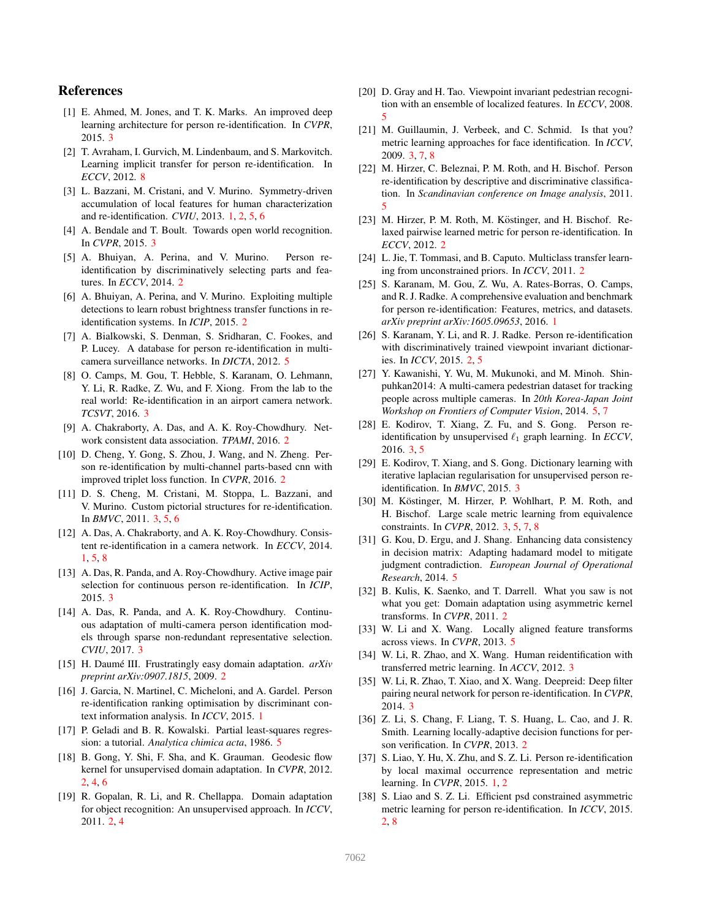## References

[1] E. Ahmed, M. Jones, and T. K. Marks. An improved deep learning architecture for person re-identification. In *CVPR*, 2015. 3

[2] T. Avraham, I. Gurvich, M. Lindenbaum, and S. Markovitch. Learning implicit transfer for person re-identification. In *ECCV*, 2012. 8

[3] L. Bazzani, M. Cristani, and V. Murino. Symmetry-driven accumulation of local features for human characterization and re-identification. *CVIU*, 2013. 1, 2, 5, 6

[4] A. Bendale and T. Boult. Towards open world recognition. In *CVPR*, 2015. 3

[5] A. Bhuiyan, A. Perina, and V. Murino. Person re-identification by discriminatively selecting parts and features. In *ECCV*, 2014. 2

[6] A. Bhuiyan, A. Perina, and V. Murino. Exploiting multiple detections to learn robust brightness transfer functions in re-identification systems. In *ICIP*, 2015. 2

[7] A. Bialkowski, S. Denman, S. Sridharan, C. Fookes, and P. Lucey. A database for person re-identification in multi-camera surveillance networks. In *DICTA*, 2012. 5

[8] O. Camps, M. Gou, T. Hebble, S. Karanam, O. Lehmann, Y. Li, R. Radke, Z. Wu, and F. Xiong. From the lab to the real world: Re-identification in an airport camera network. *TCSVT*, 2016. 3

[9] A. Chakraborty, A. Das, and A. K. Roy-Chowdhury. Network consistent data association. *TPAMI*, 2016. 2

[10] D. Cheng, Y. Gong, S. Zhou, J. Wang, and N. Zheng. Person re-identification by multi-channel parts-based cnn with improved triplet loss function. In *CVPR*, 2016. 2

[11] D. S. Cheng, M. Cristani, M. Stoppa, L. Bazzani, and V. Murino. Custom pictorial structures for re-identification. In *BMVC*, 2011. 3, 5, 6

[12] A. Das, A. Chakraborty, and A. K. Roy-Chowdhury. Consistent re-identification in a camera network. In *ECCV*, 2014. 1, 5, 8

[13] A. Das, R. Panda, and A. Roy-Chowdhury. Active image pair selection for continuous person re-identification. In *ICIP*, 2015. 3

[14] A. Das, R. Panda, and A. K. Roy-Chowdhury. Continuous adaptation of multi-camera person identification models through sparse non-redundant representative selection. *CVIU*, 2017. 3

[15] H. Daumé III. Frustratingly easy domain adaptation. *arXiv preprint arXiv:0907.1815*, 2009. 2

[16] J. Garcia, N. Martinel, C. Micheloni, and A. Gardel. Person re-identification ranking optimisation by discriminant context information analysis. In *ICCV*, 2015. 1

[17] P. Geladi and B. R. Kowalski. Partial least-squares regression: a tutorial. *Analytica chimica acta*, 1986. 5

[18] B. Gong, Y. Shi, F. Sha, and K. Grauman. Geodesic flow kernel for unsupervised domain adaptation. In *CVPR*, 2012. 2, 4, 6

[19] R. Gopalan, R. Li, and R. Chellappa. Domain adaptation for object recognition: An unsupervised approach. In *ICCV*, 2011. 2, 4

[20] D. Gray and H. Tao. Viewpoint invariant pedestrian recognition with an ensemble of localized features. In *ECCV*, 2008. 5

[21] M. Guillaumin, J. Verbeek, and C. Schmid. Is that you? metric learning approaches for face identification. In *ICCV*, 2009. 3, 7, 8

[22] M. Hirzer, C. Beleznai, P. M. Roth, and H. Bischof. Person re-identification by descriptive and discriminative classification. In *Scandinavian conference on Image analysis*, 2011. 5

[23] M. Hirzer, P. M. Roth, M. Köstinger, and H. Bischof. Relaxed pairwise learned metric for person re-identification. In *ECCV*, 2012. 2

[24] L. Jie, T. Tommasi, and B. Caputo. Multiclass transfer learning from unconstrained priors. In *ICCV*, 2011. 2

[25] S. Karanam, M. Gou, Z. Wu, A. Rates-Borras, O. Camps, and R. J. Radke. A comprehensive evaluation and benchmark for person re-identification: Features, metrics, and datasets. *arXiv preprint arXiv:1605.09653*, 2016. 1

[26] S. Karanam, Y. Li, and R. J. Radke. Person re-identification with discriminatively trained viewpoint invariant dictionaries. In *ICCV*, 2015. 2, 5

[27] Y. Kawanishi, Y. Wu, M. Mukunoki, and M. Minoh. Shinpuhkan2014: A multi-camera pedestrian dataset for tracking people across multiple cameras. In *20th Korea-Japan Joint Workshop on Frontiers of Computer Vision*, 2014. 5, 7

[28] E. Kodirov, T. Xiang, Z. Fu, and S. Gong. Person re-identification by unsupervised $\ell_1$ graph learning. In *ECCV*, 2016. 3, 5

[29] E. Kodirov, T. Xiang, and S. Gong. Dictionary learning with iterative laplacian regularisation for unsupervised person re-identification. In *BMVC*, 2015. 3

[30] M. Köstinger, M. Hirzer, P. Wohlhart, P. M. Roth, and H. Bischof. Large scale metric learning from equivalence constraints. In *CVPR*, 2012. 3, 5, 7, 8

[31] G. Kou, D. Ergu, and J. Shang. Enhancing data consistency in decision matrix: Adapting hadamard model to mitigate judgment contradiction. *European Journal of Operational Research*, 2014. 5

[32] B. Kulis, K. Saenko, and T. Darrell. What you saw is not what you get: Domain adaptation using asymmetric kernel transforms. In *CVPR*, 2011. 2

[33] W. Li and X. Wang. Locally aligned feature transforms across views. In *CVPR*, 2013. 5

[34] W. Li, R. Zhao, and X. Wang. Human reidentification with transferred metric learning. In *ACCV*, 2012. 3

[35] W. Li, R. Zhao, T. Xiao, and X. Wang. Deepreid: Deep filter pairing neural network for person re-identification. In *CVPR*, 2014. 3

[36] Z. Li, S. Chang, F. Liang, T. S. Huang, L. Cao, and J. R. Smith. Learning locally-adaptive decision functions for person verification. In *CVPR*, 2013. 2

[37] S. Liao, Y. Hu, X. Zhu, and S. Z. Li. Person re-identification by local maximal occurrence representation and metric learning. In *CVPR*, 2015. 1, 2

[38] S. Liao and S. Z. Li. Efficient psd constrained asymmetric metric learning for person re-identification. In *ICCV*, 2015. 2, 8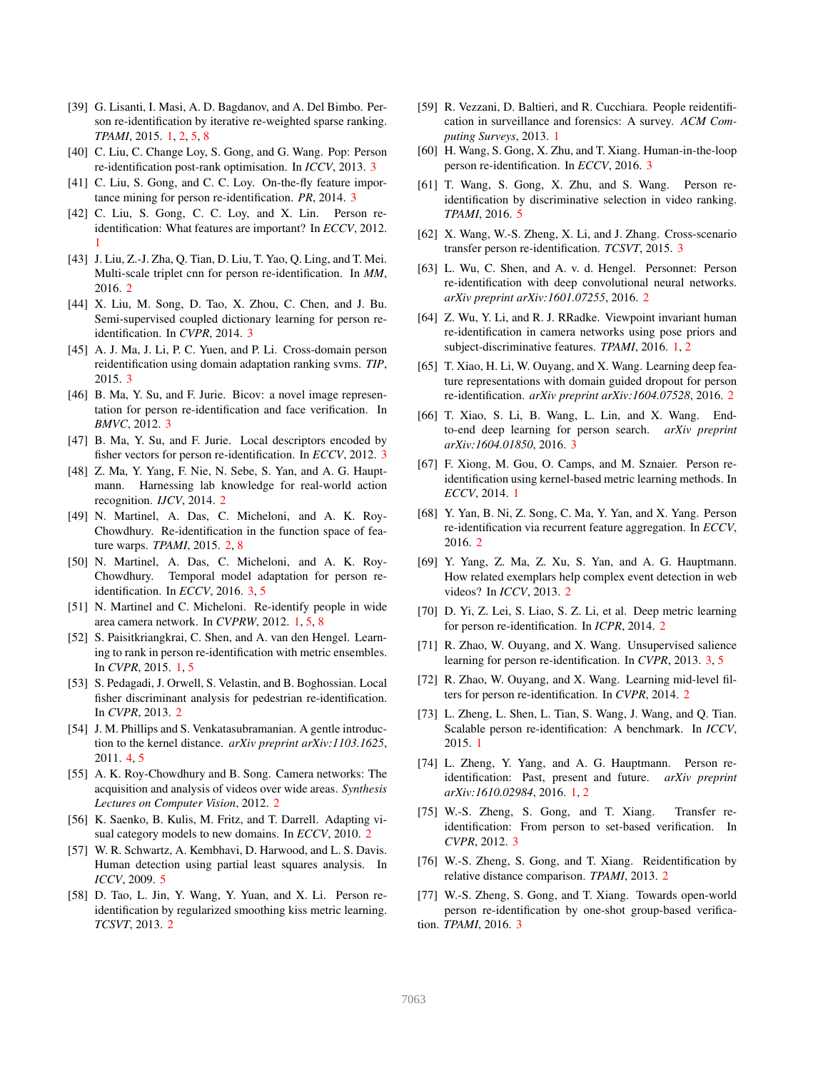[39] G. Lisanti, I. Masi, A. D. Bagdanov, and A. Del Bimbo. Person re-identification by iterative re-weighted sparse ranking. *TPAMI*, 2015. 1, 2, 5, 8

[40] C. Liu, C. Change Loy, S. Gong, and G. Wang. Pop: Person re-identification post-rank optimisation. In *ICCV*, 2013. 3

[41] C. Liu, S. Gong, and C. C. Loy. On-the-fly feature importance mining for person re-identification. *PR*, 2014. 3

[42] C. Liu, S. Gong, C. C. Loy, and X. Lin. Person re-identification: What features are important? In *ECCV*, 2012. 1

[43] J. Liu, Z.-J. Zha, Q. Tian, D. Liu, T. Yao, Q. Ling, and T. Mei. Multi-scale triplet cnn for person re-identification. In *MM*, 2016. 2

[44] X. Liu, M. Song, D. Tao, X. Zhou, C. Chen, and J. Bu. Semi-supervised coupled dictionary learning for person re-identification. In *CVPR*, 2014. 3

[45] A. J. Ma, J. Li, P. C. Yuen, and P. Li. Cross-domain person reidentification using domain adaptation ranking svms. *TIP*, 2015. 3

[46] B. Ma, Y. Su, and F. Jurie. Bicov: a novel image representation for person re-identification and face verification. In *BMVC*, 2012. 3

[47] B. Ma, Y. Su, and F. Jurie. Local descriptors encoded by fisher vectors for person re-identification. In *ECCV*, 2012. 3

[48] Z. Ma, Y. Yang, F. Nie, N. Sebe, S. Yan, and A. G. Hauptmann. Harnessing lab knowledge for real-world action recognition. *IJCV*, 2014. 2

[49] N. Martinel, A. Das, C. Micheloni, and A. K. Roy-Chowdhury. Re-identification in the function space of feature warps. *TPAMI*, 2015. 2, 8

[50] N. Martinel, A. Das, C. Micheloni, and A. K. Roy-Chowdhury. Temporal model adaptation for person re-identification. In *ECCV*, 2016. 3, 5

[51] N. Martinel and C. Micheloni. Re-identify people in wide area camera network. In *CVPRW*, 2012. 1, 5, 8

[52] S. Paisitkriangkrai, C. Shen, and A. van den Hengel. Learning to rank in person re-identification with metric ensembles. In *CVPR*, 2015. 1, 5

[53] S. Pedagadi, J. Orwell, S. Velastin, and B. Boghossian. Local fisher discriminant analysis for pedestrian re-identification. In *CVPR*, 2013. 2

[54] J. M. Phillips and S. Venkatasubramanian. A gentle introduction to the kernel distance. *arXiv preprint arXiv:1103.1625*, 2011. 4, 5

[55] A. K. Roy-Chowdhury and B. Song. Camera networks: The acquisition and analysis of videos over wide areas. *Synthesis Lectures on Computer Vision*, 2012. 2

[56] K. Saenko, B. Kulis, M. Fritz, and T. Darrell. Adapting visual category models to new domains. In *ECCV*, 2010. 2

[57] W. R. Schwartz, A. Kembhavi, D. Harwood, and L. S. Davis. Human detection using partial least squares analysis. In *ICCV*, 2009. 5

[58] D. Tao, L. Jin, Y. Wang, Y. Yuan, and X. Li. Person re-identification by regularized smoothing kiss metric learning. *TCSVT*, 2013. 2

[59] R. Vezzani, D. Baltieri, and R. Cucchiara. People reidentification in surveillance and forensics: A survey. *ACM Computing Surveys*, 2013. 1

[60] H. Wang, S. Gong, X. Zhu, and T. Xiang. Human-in-the-loop person re-identification. In *ECCV*, 2016. 3

[61] T. Wang, S. Gong, X. Zhu, and S. Wang. Person re-identification by discriminative selection in video ranking. *TPAMI*, 2016. 5

[62] X. Wang, W.-S. Zheng, X. Li, and J. Zhang. Cross-scenario transfer person re-identification. *TCSVT*, 2015. 3

[63] L. Wu, C. Shen, and A. v. d. Hengel. Personnet: Person re-identification with deep convolutional neural networks. *arXiv preprint arXiv:1601.07255*, 2016. 2

[64] Z. Wu, Y. Li, and R. J. RRadke. Viewpoint invariant human re-identification in camera networks using pose priors and subject-discriminative features. *TPAMI*, 2016. 1, 2

[65] T. Xiao, H. Li, W. Ouyang, and X. Wang. Learning deep feature representations with domain guided dropout for person re-identification. *arXiv preprint arXiv:1604.07528*, 2016. 2

[66] T. Xiao, S. Li, B. Wang, L. Lin, and X. Wang. End-to-end deep learning for person search. *arXiv preprint arXiv:1604.01850*, 2016. 3

[67] F. Xiong, M. Gou, O. Camps, and M. Sznaier. Person re-identification using kernel-based metric learning methods. In *ECCV*, 2014. 1

[68] Y. Yan, B. Ni, Z. Song, C. Ma, Y. Yan, and X. Yang. Person re-identification via recurrent feature aggregation. In *ECCV*, 2016. 2

[69] Y. Yang, Z. Ma, Z. Xu, S. Yan, and A. G. Hauptmann. How related exemplars help complex event detection in web videos? In *ICCV*, 2013. 2

[70] D. Yi, Z. Lei, S. Liao, S. Z. Li, et al. Deep metric learning for person re-identification. In *ICPR*, 2014. 2

[71] R. Zhao, W. Ouyang, and X. Wang. Unsupervised salience learning for person re-identification. In *CVPR*, 2013. 3, 5

[72] R. Zhao, W. Ouyang, and X. Wang. Learning mid-level filters for person re-identification. In *CVPR*, 2014. 2

[73] L. Zheng, L. Shen, L. Tian, S. Wang, J. Wang, and Q. Tian. Scalable person re-identification: A benchmark. In *ICCV*, 2015. 1

[74] L. Zheng, Y. Yang, and A. G. Hauptmann. Person re-identification: Past, present and future. *arXiv preprint arXiv:1610.02984*, 2016. 1, 2

[75] W.-S. Zheng, S. Gong, and T. Xiang. Transfer re-identification: From person to set-based verification. In *CVPR*, 2012. 3

[76] W.-S. Zheng, S. Gong, and T. Xiang. Reidentification by relative distance comparison. *TPAMI*, 2013. 2

[77] W.-S. Zheng, S. Gong, and T. Xiang. Towards open-world person re-identification by one-shot group-based verification. *TPAMI*, 2016. 3